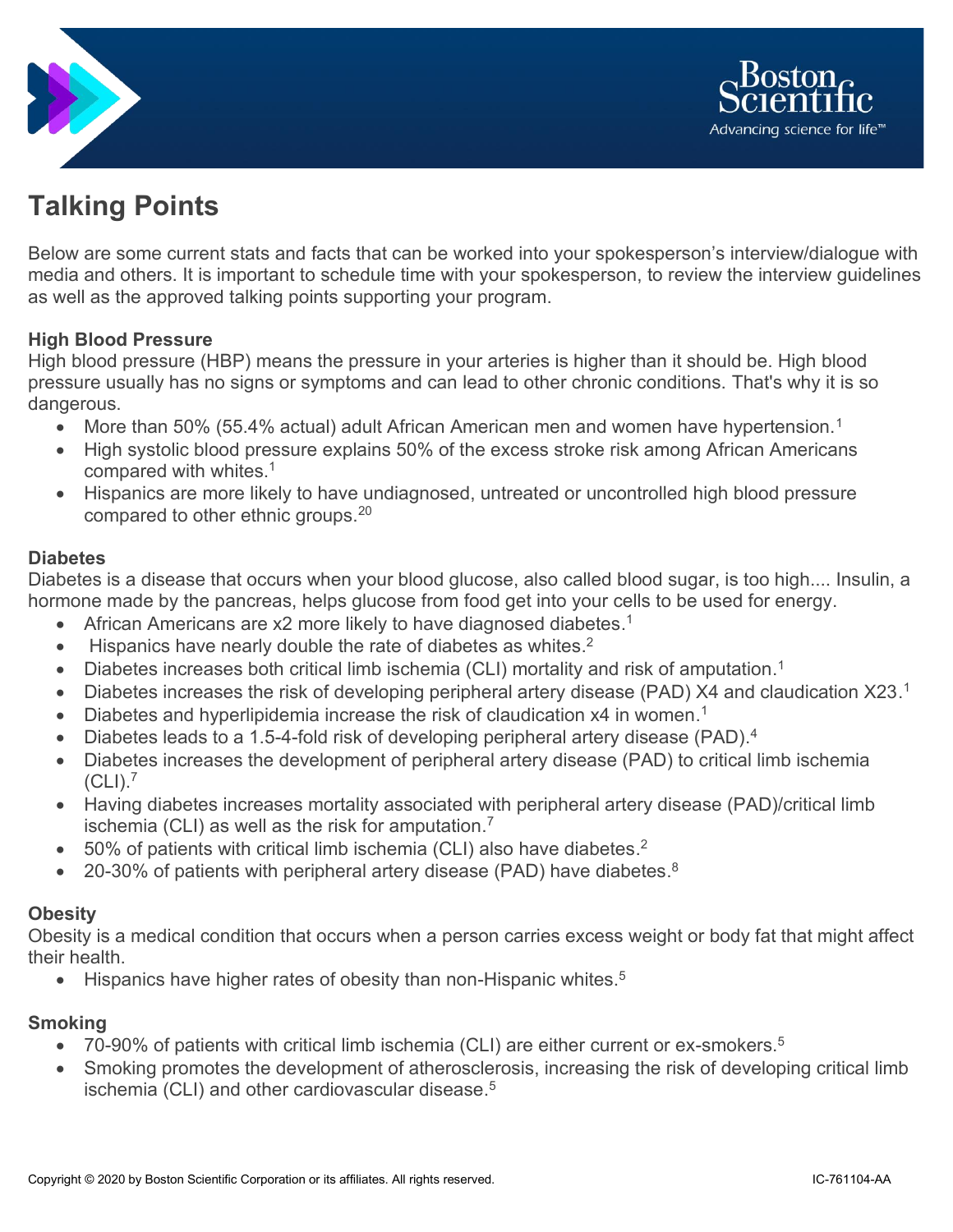Boston Scientific
Advancing science for life™

# Talking Points

Below are some current stats and facts that can be worked into your spokesperson's interview/dialogue with media and others. It is important to schedule time with your spokesperson, to review the interview guidelines as well as the approved talking points supporting your program.

**High Blood Pressure**

High blood pressure (HBP) means the pressure in your arteries is higher than it should be. High blood pressure usually has no signs or symptoms and can lead to other chronic conditions. That's why it is so dangerous.

- More than 50% (55.4% actual) adult African American men and women have hypertension.[1]
- High systolic blood pressure explains 50% of the excess stroke risk among African Americans compared with whites.[1]
- Hispanics are more likely to have undiagnosed, untreated or uncontrolled high blood pressure compared to other ethnic groups.[20]

**Diabetes**

Diabetes is a disease that occurs when your blood glucose, also called blood sugar, is too high.... Insulin, a hormone made by the pancreas, helps glucose from food get into your cells to be used for energy.

- African Americans are x2 more likely to have diagnosed diabetes.[1]
- Hispanics have nearly double the rate of diabetes as whites.[2]
- Diabetes increases both critical limb ischemia (CLI) mortality and risk of amputation.[1]
- Diabetes increases the risk of developing peripheral artery disease (PAD) X4 and claudication X23.[1]
- Diabetes and hyperlipidemia increase the risk of claudication x4 in women.[1]
- Diabetes leads to a 1.5-4-fold risk of developing peripheral artery disease (PAD).[4]
- Diabetes increases the development of peripheral artery disease (PAD) to critical limb ischemia (CLI).[7]
- Having diabetes increases mortality associated with peripheral artery disease (PAD)/critical limb ischemia (CLI) as well as the risk for amputation.[7]
- 50% of patients with critical limb ischemia (CLI) also have diabetes.[2]
- 20-30% of patients with peripheral artery disease (PAD) have diabetes.[8]

**Obesity**

Obesity is a medical condition that occurs when a person carries excess weight or body fat that might affect their health.

- Hispanics have higher rates of obesity than non-Hispanic whites.[5]

**Smoking**

- 70-90% of patients with critical limb ischemia (CLI) are either current or ex-smokers.[5]
- Smoking promotes the development of atherosclerosis, increasing the risk of developing critical limb ischemia (CLI) and other cardiovascular disease.[5]

Copyright © 2020 by Boston Scientific Corporation or its affiliates. All rights reserved. IC-761104-AA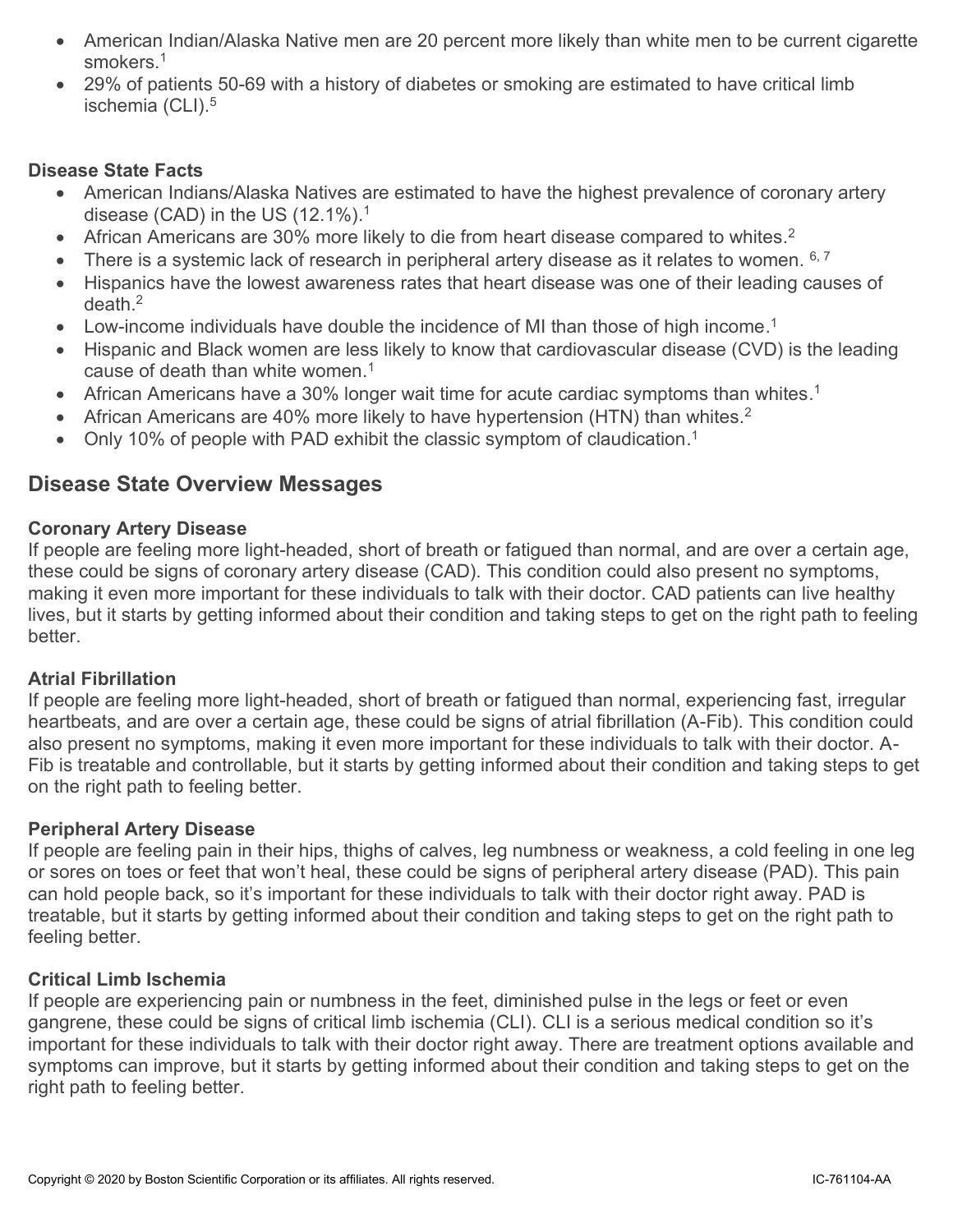- American Indian/Alaska Native men are 20 percent more likely than white men to be current cigarette smokers.[1]
- 29% of patients 50-69 with a history of diabetes or smoking are estimated to have critical limb ischemia (CLI).[5]

**Disease State Facts**

- American Indians/Alaska Natives are estimated to have the highest prevalence of coronary artery disease (CAD) in the US (12.1%).[1]
- African Americans are 30% more likely to die from heart disease compared to whites.[2]
- There is a systemic lack of research in peripheral artery disease as it relates to women. [6, 7]
- Hispanics have the lowest awareness rates that heart disease was one of their leading causes of death.[2]
- Low-income individuals have double the incidence of MI than those of high income.[1]
- Hispanic and Black women are less likely to know that cardiovascular disease (CVD) is the leading cause of death than white women.[1]
- African Americans have a 30% longer wait time for acute cardiac symptoms than whites.[1]
- African Americans are 40% more likely to have hypertension (HTN) than whites.[2]
- Only 10% of people with PAD exhibit the classic symptom of claudication.[1]

## Disease State Overview Messages

**Coronary Artery Disease**

If people are feeling more light-headed, short of breath or fatigued than normal, and are over a certain age, these could be signs of coronary artery disease (CAD). This condition could also present no symptoms, making it even more important for these individuals to talk with their doctor. CAD patients can live healthy lives, but it starts by getting informed about their condition and taking steps to get on the right path to feeling better.

**Atrial Fibrillation**

If people are feeling more light-headed, short of breath or fatigued than normal, experiencing fast, irregular heartbeats, and are over a certain age, these could be signs of atrial fibrillation (A-Fib). This condition could also present no symptoms, making it even more important for these individuals to talk with their doctor. A-Fib is treatable and controllable, but it starts by getting informed about their condition and taking steps to get on the right path to feeling better.

**Peripheral Artery Disease**

If people are feeling pain in their hips, thighs of calves, leg numbness or weakness, a cold feeling in one leg or sores on toes or feet that won't heal, these could be signs of peripheral artery disease (PAD). This pain can hold people back, so it's important for these individuals to talk with their doctor right away. PAD is treatable, but it starts by getting informed about their condition and taking steps to get on the right path to feeling better.

**Critical Limb Ischemia**

If people are experiencing pain or numbness in the feet, diminished pulse in the legs or feet or even gangrene, these could be signs of critical limb ischemia (CLI). CLI is a serious medical condition so it's important for these individuals to talk with their doctor right away. There are treatment options available and symptoms can improve, but it starts by getting informed about their condition and taking steps to get on the right path to feeling better.

Copyright © 2020 by Boston Scientific Corporation or its affiliates. All rights reserved. IC-761104-AA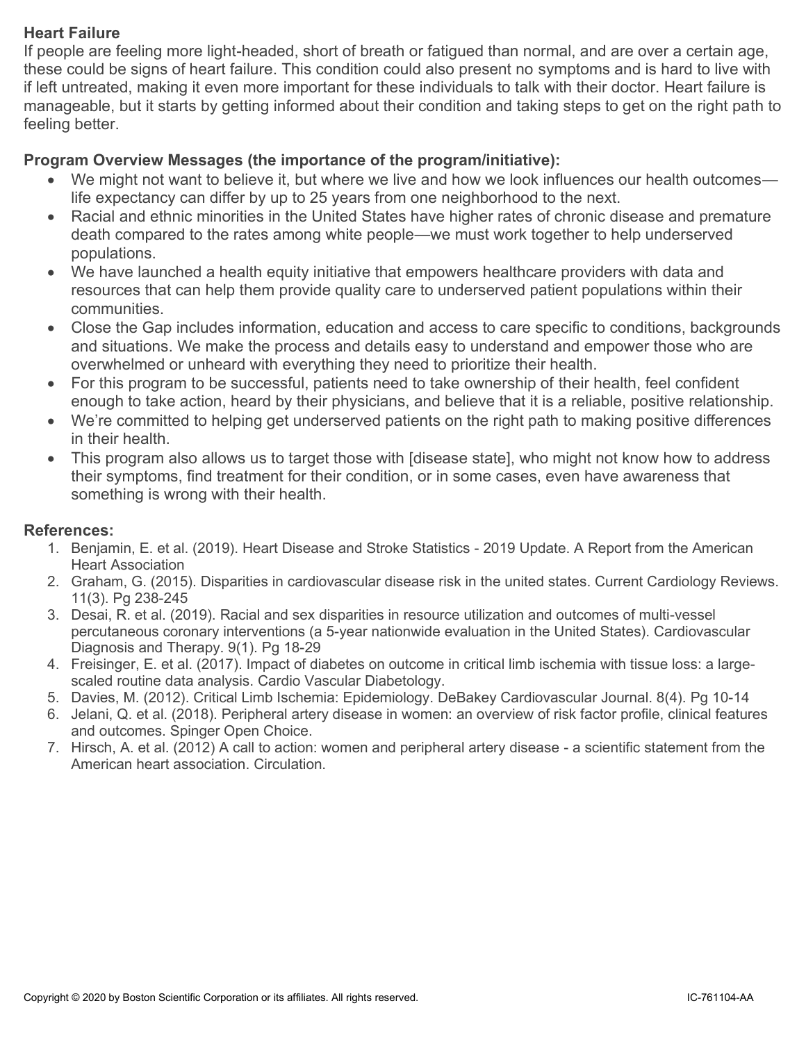**Heart Failure**

If people are feeling more light-headed, short of breath or fatigued than normal, and are over a certain age, these could be signs of heart failure. This condition could also present no symptoms and is hard to live with if left untreated, making it even more important for these individuals to talk with their doctor. Heart failure is manageable, but it starts by getting informed about their condition and taking steps to get on the right path to feeling better.

**Program Overview Messages (the importance of the program/initiative):**

- We might not want to believe it, but where we live and how we look influences our health outcomes—life expectancy can differ by up to 25 years from one neighborhood to the next.
- Racial and ethnic minorities in the United States have higher rates of chronic disease and premature death compared to the rates among white people—we must work together to help underserved populations.
- We have launched a health equity initiative that empowers healthcare providers with data and resources that can help them provide quality care to underserved patient populations within their communities.
- Close the Gap includes information, education and access to care specific to conditions, backgrounds and situations. We make the process and details easy to understand and empower those who are overwhelmed or unheard with everything they need to prioritize their health.
- For this program to be successful, patients need to take ownership of their health, feel confident enough to take action, heard by their physicians, and believe that it is a reliable, positive relationship.
- We're committed to helping get underserved patients on the right path to making positive differences in their health.
- This program also allows us to target those with [disease state], who might not know how to address their symptoms, find treatment for their condition, or in some cases, even have awareness that something is wrong with their health.

**References:**

1. Benjamin, E. et al. (2019). Heart Disease and Stroke Statistics - 2019 Update. A Report from the American Heart Association
2. Graham, G. (2015). Disparities in cardiovascular disease risk in the united states. Current Cardiology Reviews. 11(3). Pg 238-245
3. Desai, R. et al. (2019). Racial and sex disparities in resource utilization and outcomes of multi-vessel percutaneous coronary interventions (a 5-year nationwide evaluation in the United States). Cardiovascular Diagnosis and Therapy. 9(1). Pg 18-29
4. Freisinger, E. et al. (2017). Impact of diabetes on outcome in critical limb ischemia with tissue loss: a large-scaled routine data analysis. Cardio Vascular Diabetology.
5. Davies, M. (2012). Critical Limb Ischemia: Epidemiology. DeBakey Cardiovascular Journal. 8(4). Pg 10-14
6. Jelani, Q. et al. (2018). Peripheral artery disease in women: an overview of risk factor profile, clinical features and outcomes. Spinger Open Choice.
7. Hirsch, A. et al. (2012) A call to action: women and peripheral artery disease - a scientific statement from the American heart association. Circulation.

Copyright © 2020 by Boston Scientific Corporation or its affiliates. All rights reserved. IC-761104-AA